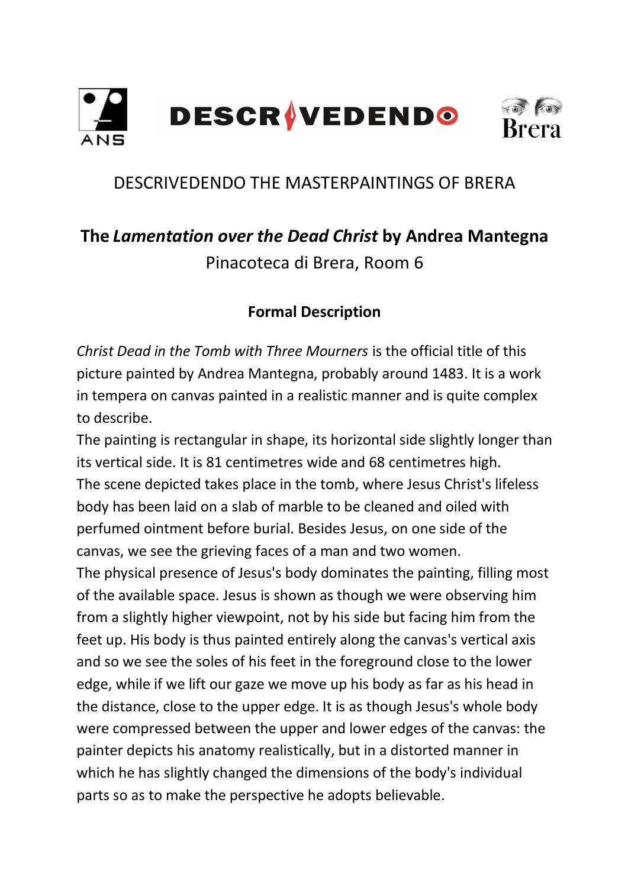DESCRIVEDENDO THE MASTERPAINTINGS OF BRERA

# The *Lamentation over the Dead Christ* by Andrea Mantegna

Pinacoteca di Brera, Room 6

## Formal Description

*Christ Dead in the Tomb with Three Mourners* is the official title of this picture painted by Andrea Mantegna, probably around 1483. It is a work in tempera on canvas painted in a realistic manner and is quite complex to describe.

The painting is rectangular in shape, its horizontal side slightly longer than its vertical side. It is 81 centimetres wide and 68 centimetres high.

The scene depicted takes place in the tomb, where Jesus Christ's lifeless body has been laid on a slab of marble to be cleaned and oiled with perfumed ointment before burial. Besides Jesus, on one side of the canvas, we see the grieving faces of a man and two women.

The physical presence of Jesus's body dominates the painting, filling most of the available space. Jesus is shown as though we were observing him from a slightly higher viewpoint, not by his side but facing him from the feet up. His body is thus painted entirely along the canvas's vertical axis and so we see the soles of his feet in the foreground close to the lower edge, while if we lift our gaze we move up his body as far as his head in the distance, close to the upper edge. It is as though Jesus's whole body were compressed between the upper and lower edges of the canvas: the painter depicts his anatomy realistically, but in a distorted manner in which he has slightly changed the dimensions of the body's individual parts so as to make the perspective he adopts believable.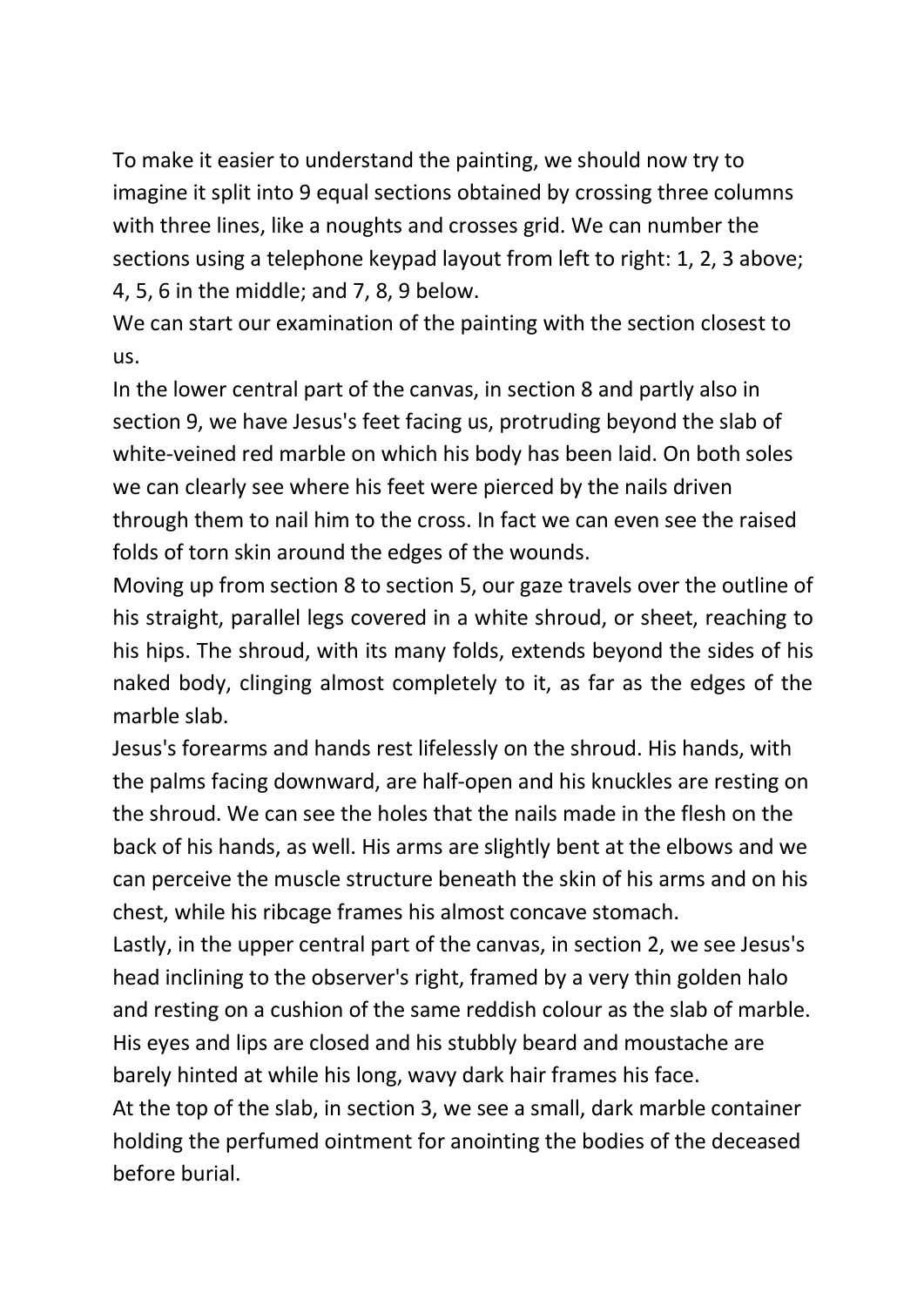To make it easier to understand the painting, we should now try to imagine it split into 9 equal sections obtained by crossing three columns with three lines, like a noughts and crosses grid. We can number the sections using a telephone keypad layout from left to right: 1, 2, 3 above; 4, 5, 6 in the middle; and 7, 8, 9 below.

We can start our examination of the painting with the section closest to us.

In the lower central part of the canvas, in section 8 and partly also in section 9, we have Jesus's feet facing us, protruding beyond the slab of white-veined red marble on which his body has been laid. On both soles we can clearly see where his feet were pierced by the nails driven through them to nail him to the cross. In fact we can even see the raised folds of torn skin around the edges of the wounds.

Moving up from section 8 to section 5, our gaze travels over the outline of his straight, parallel legs covered in a white shroud, or sheet, reaching to his hips. The shroud, with its many folds, extends beyond the sides of his naked body, clinging almost completely to it, as far as the edges of the marble slab.

Jesus's forearms and hands rest lifelessly on the shroud. His hands, with the palms facing downward, are half-open and his knuckles are resting on the shroud. We can see the holes that the nails made in the flesh on the back of his hands, as well. His arms are slightly bent at the elbows and we can perceive the muscle structure beneath the skin of his arms and on his chest, while his ribcage frames his almost concave stomach.

Lastly, in the upper central part of the canvas, in section 2, we see Jesus's head inclining to the observer's right, framed by a very thin golden halo and resting on a cushion of the same reddish colour as the slab of marble. His eyes and lips are closed and his stubbly beard and moustache are barely hinted at while his long, wavy dark hair frames his face.

At the top of the slab, in section 3, we see a small, dark marble container holding the perfumed ointment for anointing the bodies of the deceased before burial.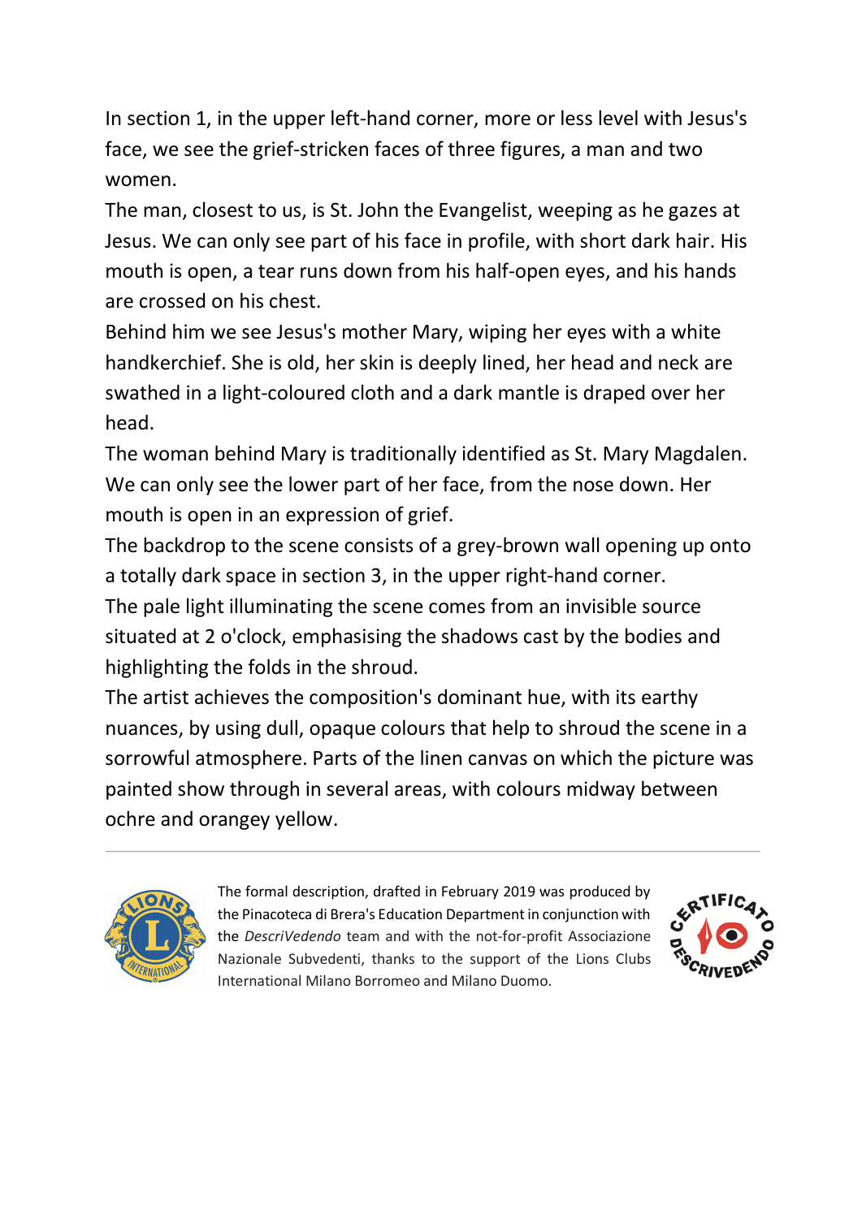In section 1, in the upper left-hand corner, more or less level with Jesus's face, we see the grief-stricken faces of three figures, a man and two women.

The man, closest to us, is St. John the Evangelist, weeping as he gazes at Jesus. We can only see part of his face in profile, with short dark hair. His mouth is open, a tear runs down from his half-open eyes, and his hands are crossed on his chest.

Behind him we see Jesus's mother Mary, wiping her eyes with a white handkerchief. She is old, her skin is deeply lined, her head and neck are swathed in a light-coloured cloth and a dark mantle is draped over her head.

The woman behind Mary is traditionally identified as St. Mary Magdalen. We can only see the lower part of her face, from the nose down. Her mouth is open in an expression of grief.

The backdrop to the scene consists of a grey-brown wall opening up onto a totally dark space in section 3, in the upper right-hand corner.

The pale light illuminating the scene comes from an invisible source situated at 2 o'clock, emphasising the shadows cast by the bodies and highlighting the folds in the shroud.

The artist achieves the composition's dominant hue, with its earthy nuances, by using dull, opaque colours that help to shroud the scene in a sorrowful atmosphere. Parts of the linen canvas on which the picture was painted show through in several areas, with colours midway between ochre and orangey yellow.

---

The formal description, drafted in February 2019 was produced by the Pinacoteca di Brera's Education Department in conjunction with the *DescriVedendo* team and with the not-for-profit Associazione Nazionale Subvedenti, thanks to the support of the Lions Clubs International Milano Borromeo and Milano Duomo.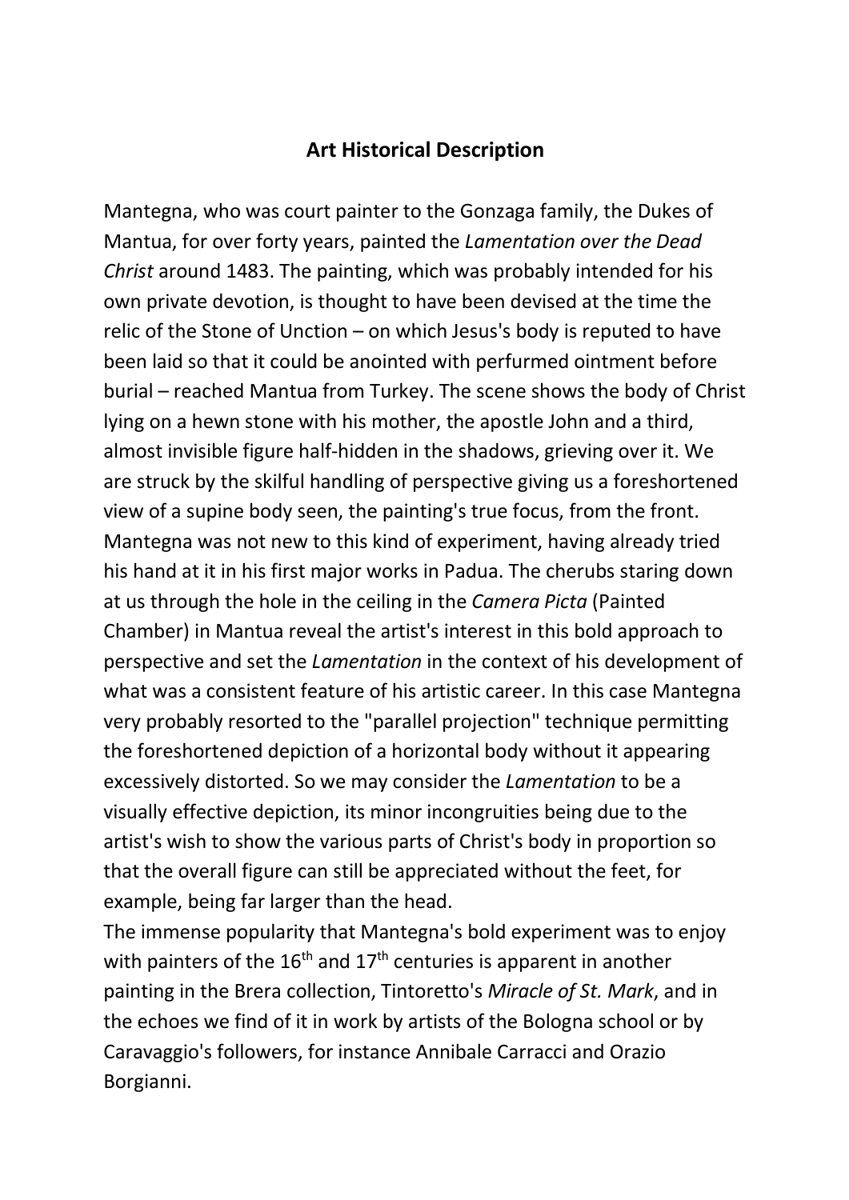## Art Historical Description

Mantegna, who was court painter to the Gonzaga family, the Dukes of Mantua, for over forty years, painted the *Lamentation over the Dead Christ* around 1483. The painting, which was probably intended for his own private devotion, is thought to have been devised at the time the relic of the Stone of Unction – on which Jesus's body is reputed to have been laid so that it could be anointed with perfumed ointment before burial – reached Mantua from Turkey. The scene shows the body of Christ lying on a hewn stone with his mother, the apostle John and a third, almost invisible figure half-hidden in the shadows, grieving over it. We are struck by the skilful handling of perspective giving us a foreshortened view of a supine body seen, the painting's true focus, from the front. Mantegna was not new to this kind of experiment, having already tried his hand at it in his first major works in Padua. The cherubs staring down at us through the hole in the ceiling in the *Camera Picta* (Painted Chamber) in Mantua reveal the artist's interest in this bold approach to perspective and set the *Lamentation* in the context of his development of what was a consistent feature of his artistic career. In this case Mantegna very probably resorted to the "parallel projection" technique permitting the foreshortened depiction of a horizontal body without it appearing excessively distorted. So we may consider the *Lamentation* to be a visually effective depiction, its minor incongruities being due to the artist's wish to show the various parts of Christ's body in proportion so that the overall figure can still be appreciated without the feet, for example, being far larger than the head.

The immense popularity that Mantegna's bold experiment was to enjoy with painters of the 16th and 17th centuries is apparent in another painting in the Brera collection, Tintoretto's *Miracle of St. Mark*, and in the echoes we find of it in work by artists of the Bologna school or by Caravaggio's followers, for instance Annibale Carracci and Orazio Borgianni.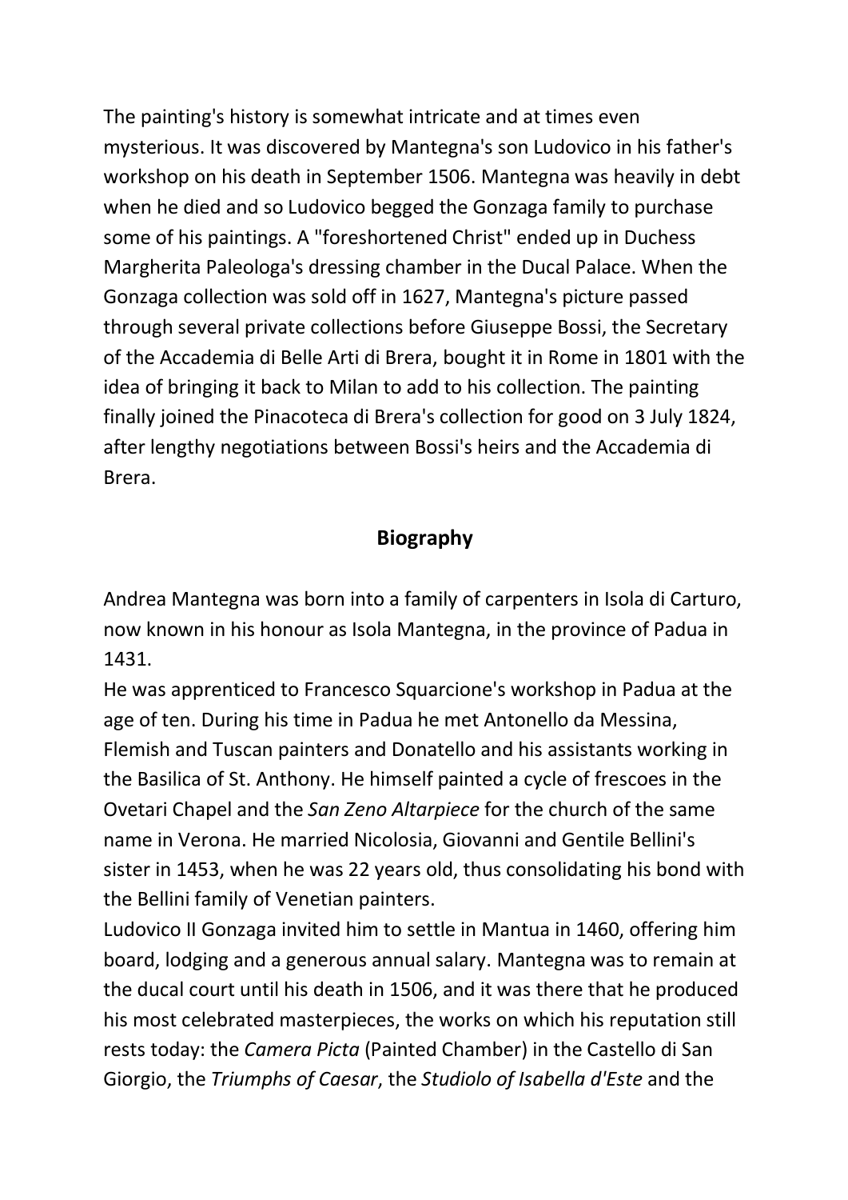The painting's history is somewhat intricate and at times even mysterious. It was discovered by Mantegna's son Ludovico in his father's workshop on his death in September 1506. Mantegna was heavily in debt when he died and so Ludovico begged the Gonzaga family to purchase some of his paintings. A "foreshortened Christ" ended up in Duchess Margherita Paleologa's dressing chamber in the Ducal Palace. When the Gonzaga collection was sold off in 1627, Mantegna's picture passed through several private collections before Giuseppe Bossi, the Secretary of the Accademia di Belle Arti di Brera, bought it in Rome in 1801 with the idea of bringing it back to Milan to add to his collection. The painting finally joined the Pinacoteca di Brera's collection for good on 3 July 1824, after lengthy negotiations between Bossi's heirs and the Accademia di Brera.

## Biography

Andrea Mantegna was born into a family of carpenters in Isola di Carturo, now known in his honour as Isola Mantegna, in the province of Padua in 1431.

He was apprenticed to Francesco Squarcione's workshop in Padua at the age of ten. During his time in Padua he met Antonello da Messina, Flemish and Tuscan painters and Donatello and his assistants working in the Basilica of St. Anthony. He himself painted a cycle of frescoes in the Ovetari Chapel and the *San Zeno Altarpiece* for the church of the same name in Verona. He married Nicolosia, Giovanni and Gentile Bellini's sister in 1453, when he was 22 years old, thus consolidating his bond with the Bellini family of Venetian painters.

Ludovico II Gonzaga invited him to settle in Mantua in 1460, offering him board, lodging and a generous annual salary. Mantegna was to remain at the ducal court until his death in 1506, and it was there that he produced his most celebrated masterpieces, the works on which his reputation still rests today: the *Camera Picta* (Painted Chamber) in the Castello di San Giorgio, the *Triumphs of Caesar*, the *Studiolo of Isabella d'Este* and the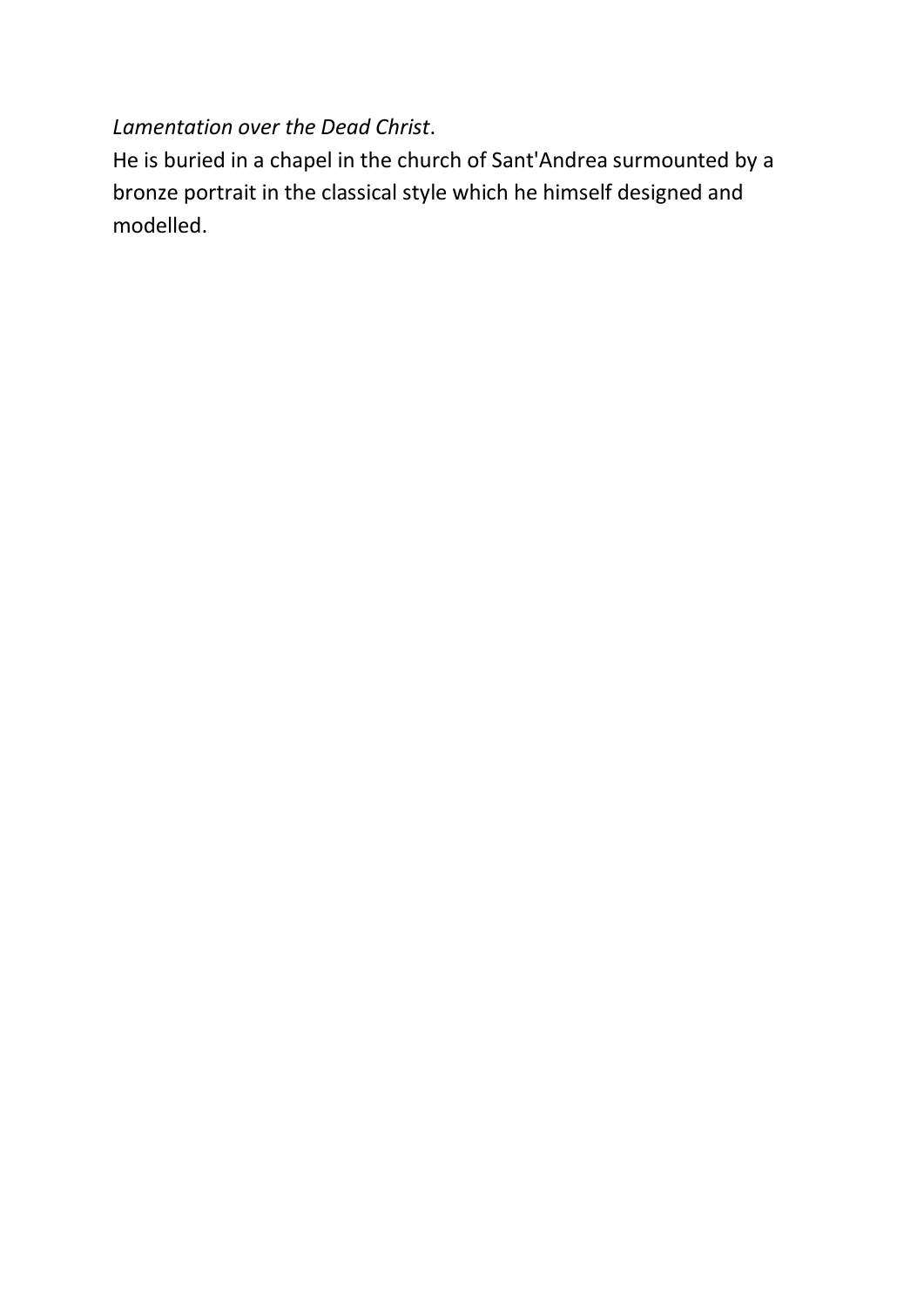*Lamentation over the Dead Christ*.

He is buried in a chapel in the church of Sant'Andrea surmounted by a bronze portrait in the classical style which he himself designed and modelled.